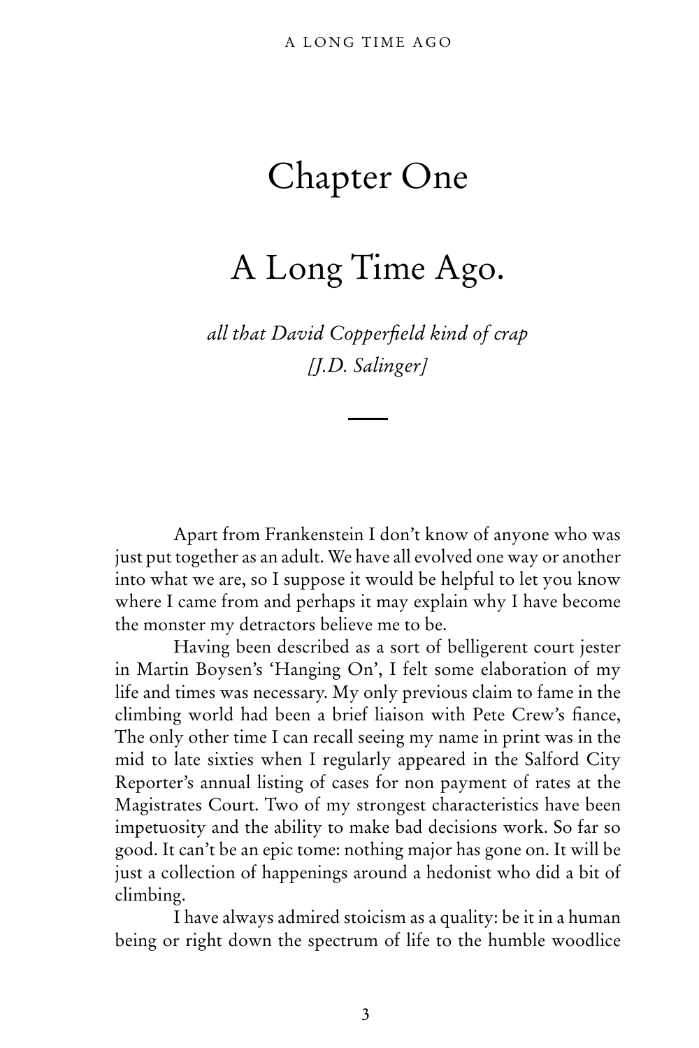# Chapter One

## A Long Time Ago.

*all that David Copperfield kind of crap*
*[J.D. Salinger]*

---

Apart from Frankenstein I don't know of anyone who was just put together as an adult. We have all evolved one way or another into what we are, so I suppose it would be helpful to let you know where I came from and perhaps it may explain why I have become the monster my detractors believe me to be.

Having been described as a sort of belligerent court jester in Martin Boysen's 'Hanging On', I felt some elaboration of my life and times was necessary. My only previous claim to fame in the climbing world had been a brief liaison with Pete Crew's fiance, The only other time I can recall seeing my name in print was in the mid to late sixties when I regularly appeared in the Salford City Reporter's annual listing of cases for non payment of rates at the Magistrates Court. Two of my strongest characteristics have been impetuosity and the ability to make bad decisions work. So far so good. It can't be an epic tome: nothing major has gone on. It will be just a collection of happenings around a hedonist who did a bit of climbing.

I have always admired stoicism as a quality: be it in a human being or right down the spectrum of life to the humble woodlice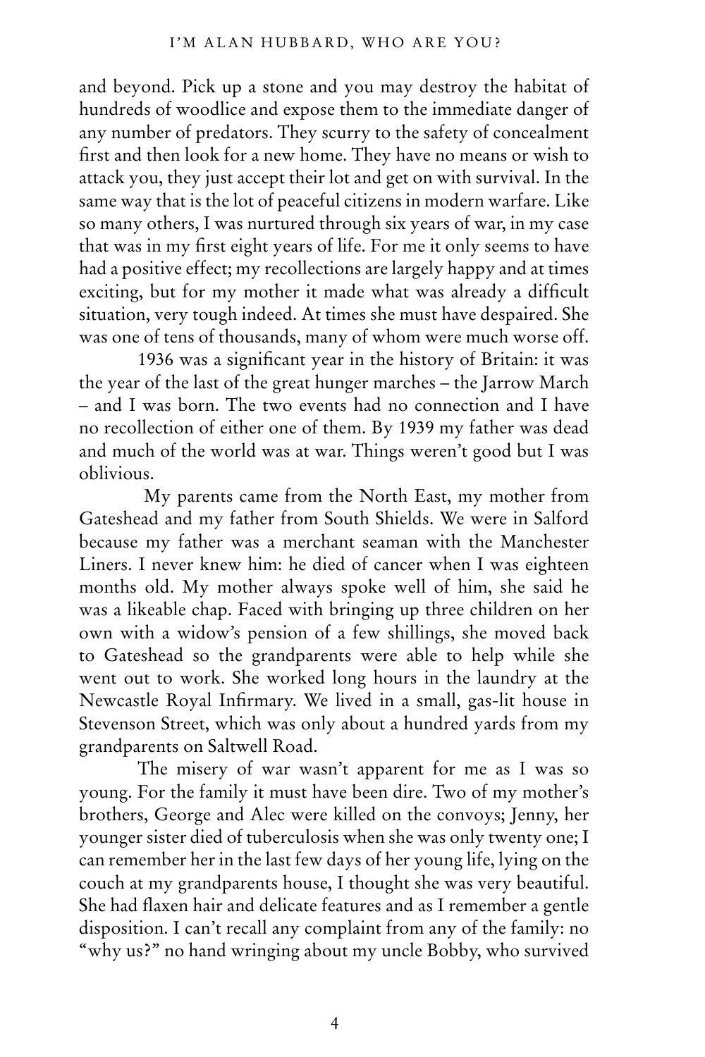and beyond. Pick up a stone and you may destroy the habitat of hundreds of woodlice and expose them to the immediate danger of any number of predators. They scurry to the safety of concealment first and then look for a new home. They have no means or wish to attack you, they just accept their lot and get on with survival. In the same way that is the lot of peaceful citizens in modern warfare. Like so many others, I was nurtured through six years of war, in my case that was in my first eight years of life. For me it only seems to have had a positive effect; my recollections are largely happy and at times exciting, but for my mother it made what was already a difficult situation, very tough indeed. At times she must have despaired. She was one of tens of thousands, many of whom were much worse off.

1936 was a significant year in the history of Britain: it was the year of the last of the great hunger marches – the Jarrow March – and I was born. The two events had no connection and I have no recollection of either one of them. By 1939 my father was dead and much of the world was at war. Things weren't good but I was oblivious.

My parents came from the North East, my mother from Gateshead and my father from South Shields. We were in Salford because my father was a merchant seaman with the Manchester Liners. I never knew him: he died of cancer when I was eighteen months old. My mother always spoke well of him, she said he was a likeable chap. Faced with bringing up three children on her own with a widow's pension of a few shillings, she moved back to Gateshead so the grandparents were able to help while she went out to work. She worked long hours in the laundry at the Newcastle Royal Infirmary. We lived in a small, gas-lit house in Stevenson Street, which was only about a hundred yards from my grandparents on Saltwell Road.

The misery of war wasn't apparent for me as I was so young. For the family it must have been dire. Two of my mother's brothers, George and Alec were killed on the convoys; Jenny, her younger sister died of tuberculosis when she was only twenty one; I can remember her in the last few days of her young life, lying on the couch at my grandparents house, I thought she was very beautiful. She had flaxen hair and delicate features and as I remember a gentle disposition. I can't recall any complaint from any of the family: no "why us?" no hand wringing about my uncle Bobby, who survived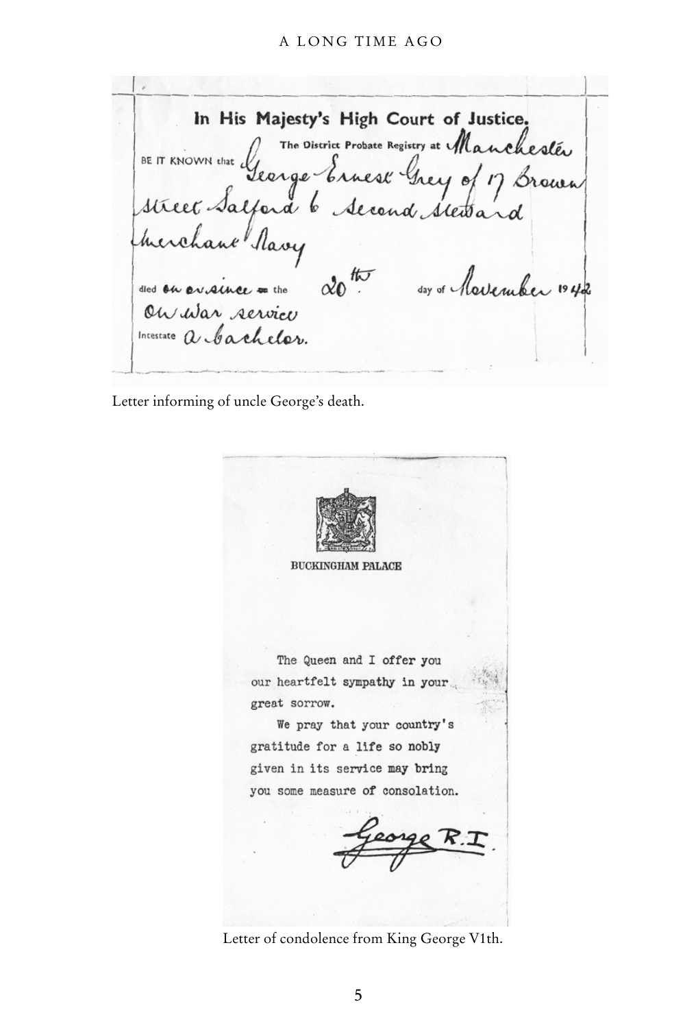In His Majesty's High Court of Justice.

The District Probate Registry at Manchester

BE IT KNOWN that George Ernest Grey of 17 Brown street Salford 6 Second Steward Merchant Navy

died on or since the 20th day of November 1942

On War service

Intestate a bachelor.

Letter informing of uncle George's death.

BUCKINGHAM PALACE

The Queen and I offer you our heartfelt sympathy in your great sorrow.

We pray that your country's gratitude for a life so nobly given in its service may bring you some measure of consolation.

George R.I.

Letter of condolence from King George V1th.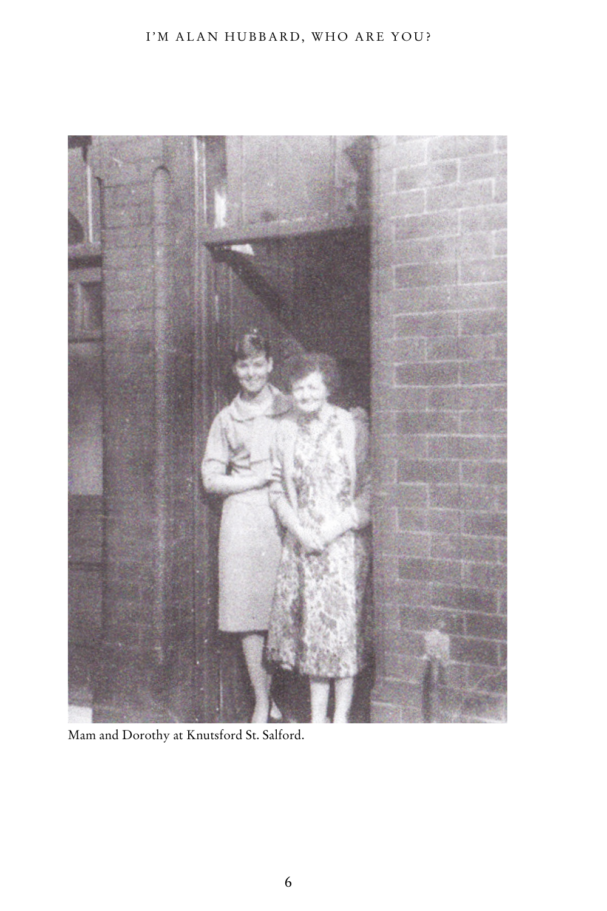Mam and Dorothy at Knutsford St. Salford.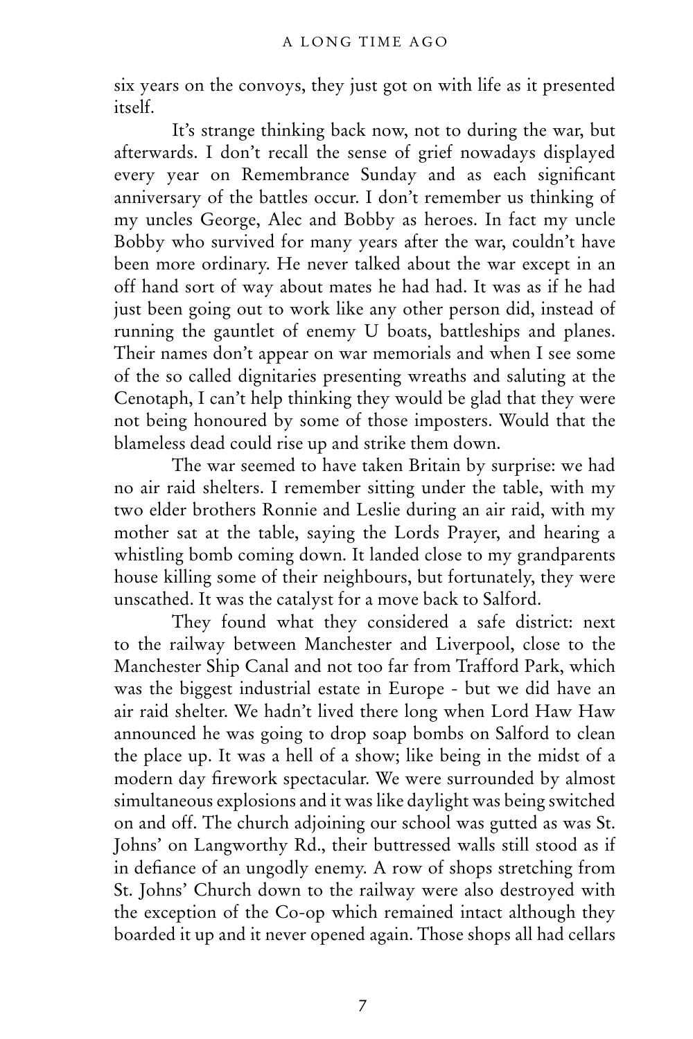six years on the convoys, they just got on with life as it presented itself.

It's strange thinking back now, not to during the war, but afterwards. I don't recall the sense of grief nowadays displayed every year on Remembrance Sunday and as each significant anniversary of the battles occur. I don't remember us thinking of my uncles George, Alec and Bobby as heroes. In fact my uncle Bobby who survived for many years after the war, couldn't have been more ordinary. He never talked about the war except in an off hand sort of way about mates he had had. It was as if he had just been going out to work like any other person did, instead of running the gauntlet of enemy U boats, battleships and planes. Their names don't appear on war memorials and when I see some of the so called dignitaries presenting wreaths and saluting at the Cenotaph, I can't help thinking they would be glad that they were not being honoured by some of those imposters. Would that the blameless dead could rise up and strike them down.

The war seemed to have taken Britain by surprise: we had no air raid shelters. I remember sitting under the table, with my two elder brothers Ronnie and Leslie during an air raid, with my mother sat at the table, saying the Lords Prayer, and hearing a whistling bomb coming down. It landed close to my grandparents house killing some of their neighbours, but fortunately, they were unscathed. It was the catalyst for a move back to Salford.

They found what they considered a safe district: next to the railway between Manchester and Liverpool, close to the Manchester Ship Canal and not too far from Trafford Park, which was the biggest industrial estate in Europe - but we did have an air raid shelter. We hadn't lived there long when Lord Haw Haw announced he was going to drop soap bombs on Salford to clean the place up. It was a hell of a show; like being in the midst of a modern day firework spectacular. We were surrounded by almost simultaneous explosions and it was like daylight was being switched on and off. The church adjoining our school was gutted as was St. Johns' on Langworthy Rd., their buttressed walls still stood as if in defiance of an ungodly enemy. A row of shops stretching from St. Johns' Church down to the railway were also destroyed with the exception of the Co-op which remained intact although they boarded it up and it never opened again. Those shops all had cellars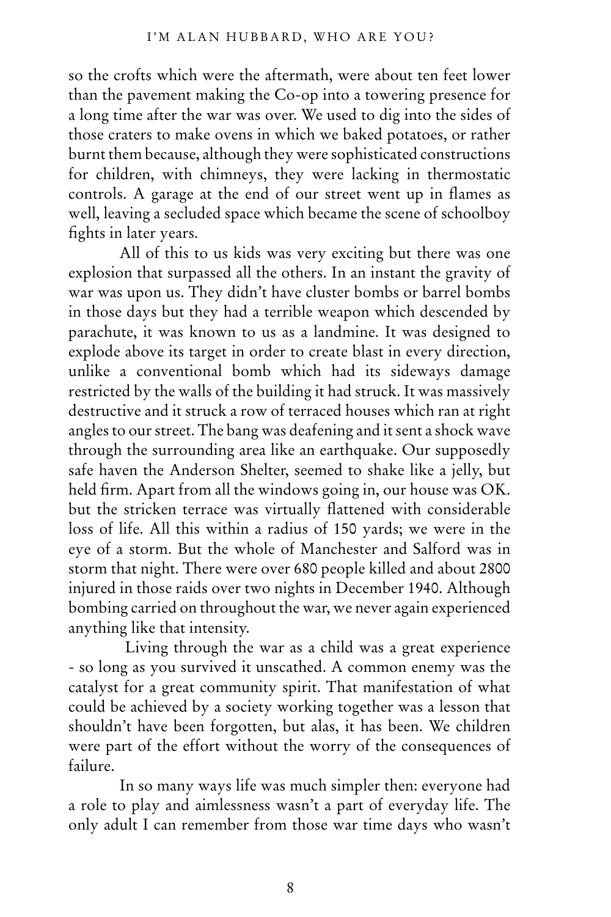so the crofts which were the aftermath, were about ten feet lower than the pavement making the Co-op into a towering presence for a long time after the war was over. We used to dig into the sides of those craters to make ovens in which we baked potatoes, or rather burnt them because, although they were sophisticated constructions for children, with chimneys, they were lacking in thermostatic controls. A garage at the end of our street went up in flames as well, leaving a secluded space which became the scene of schoolboy fights in later years.

All of this to us kids was very exciting but there was one explosion that surpassed all the others. In an instant the gravity of war was upon us. They didn't have cluster bombs or barrel bombs in those days but they had a terrible weapon which descended by parachute, it was known to us as a landmine. It was designed to explode above its target in order to create blast in every direction, unlike a conventional bomb which had its sideways damage restricted by the walls of the building it had struck. It was massively destructive and it struck a row of terraced houses which ran at right angles to our street. The bang was deafening and it sent a shock wave through the surrounding area like an earthquake. Our supposedly safe haven the Anderson Shelter, seemed to shake like a jelly, but held firm. Apart from all the windows going in, our house was OK. but the stricken terrace was virtually flattened with considerable loss of life. All this within a radius of 150 yards; we were in the eye of a storm. But the whole of Manchester and Salford was in storm that night. There were over 680 people killed and about 2800 injured in those raids over two nights in December 1940. Although bombing carried on throughout the war, we never again experienced anything like that intensity.

Living through the war as a child was a great experience - so long as you survived it unscathed. A common enemy was the catalyst for a great community spirit. That manifestation of what could be achieved by a society working together was a lesson that shouldn't have been forgotten, but alas, it has been. We children were part of the effort without the worry of the consequences of failure.

In so many ways life was much simpler then: everyone had a role to play and aimlessness wasn't a part of everyday life. The only adult I can remember from those war time days who wasn't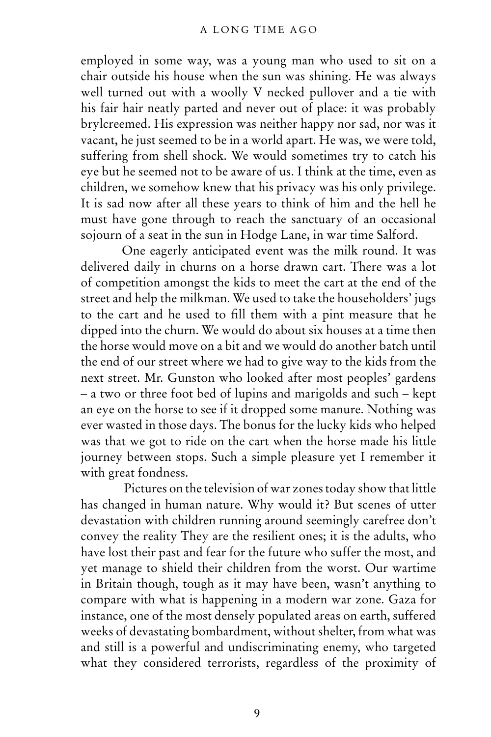employed in some way, was a young man who used to sit on a chair outside his house when the sun was shining. He was always well turned out with a woolly V necked pullover and a tie with his fair hair neatly parted and never out of place: it was probably brylcreemed. His expression was neither happy nor sad, nor was it vacant, he just seemed to be in a world apart. He was, we were told, suffering from shell shock. We would sometimes try to catch his eye but he seemed not to be aware of us. I think at the time, even as children, we somehow knew that his privacy was his only privilege. It is sad now after all these years to think of him and the hell he must have gone through to reach the sanctuary of an occasional sojourn of a seat in the sun in Hodge Lane, in war time Salford.

One eagerly anticipated event was the milk round. It was delivered daily in churns on a horse drawn cart. There was a lot of competition amongst the kids to meet the cart at the end of the street and help the milkman. We used to take the householders' jugs to the cart and he used to fill them with a pint measure that he dipped into the churn. We would do about six houses at a time then the horse would move on a bit and we would do another batch until the end of our street where we had to give way to the kids from the next street. Mr. Gunston who looked after most peoples' gardens – a two or three foot bed of lupins and marigolds and such – kept an eye on the horse to see if it dropped some manure. Nothing was ever wasted in those days. The bonus for the lucky kids who helped was that we got to ride on the cart when the horse made his little journey between stops. Such a simple pleasure yet I remember it with great fondness.

Pictures on the television of war zones today show that little has changed in human nature. Why would it? But scenes of utter devastation with children running around seemingly carefree don't convey the reality They are the resilient ones; it is the adults, who have lost their past and fear for the future who suffer the most, and yet manage to shield their children from the worst. Our wartime in Britain though, tough as it may have been, wasn't anything to compare with what is happening in a modern war zone. Gaza for instance, one of the most densely populated areas on earth, suffered weeks of devastating bombardment, without shelter, from what was and still is a powerful and undiscriminating enemy, who targeted what they considered terrorists, regardless of the proximity of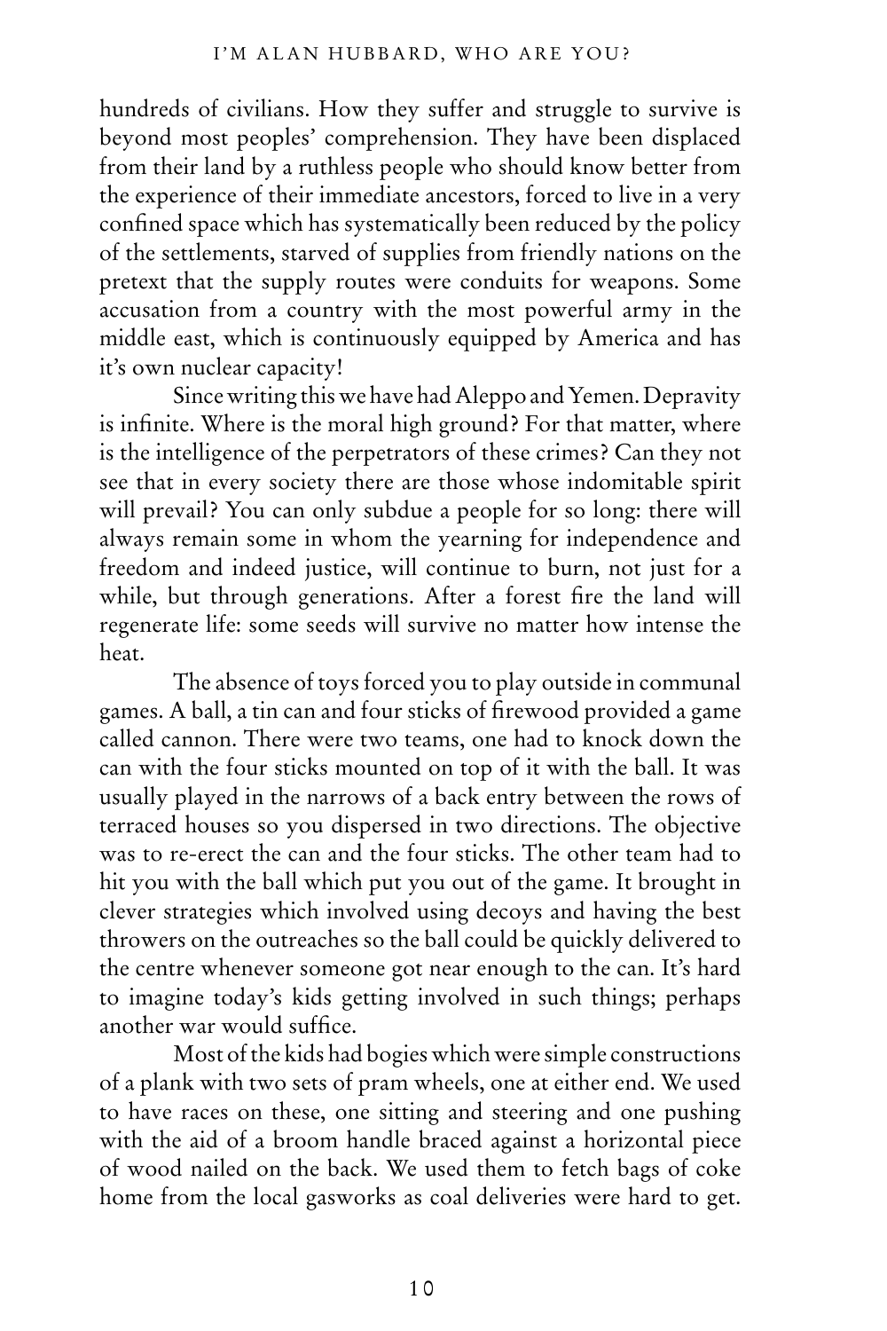hundreds of civilians. How they suffer and struggle to survive is beyond most peoples' comprehension. They have been displaced from their land by a ruthless people who should know better from the experience of their immediate ancestors, forced to live in a very confined space which has systematically been reduced by the policy of the settlements, starved of supplies from friendly nations on the pretext that the supply routes were conduits for weapons. Some accusation from a country with the most powerful army in the middle east, which is continuously equipped by America and has it's own nuclear capacity!

Since writing this we have had Aleppo and Yemen. Depravity is infinite. Where is the moral high ground? For that matter, where is the intelligence of the perpetrators of these crimes? Can they not see that in every society there are those whose indomitable spirit will prevail? You can only subdue a people for so long: there will always remain some in whom the yearning for independence and freedom and indeed justice, will continue to burn, not just for a while, but through generations. After a forest fire the land will regenerate life: some seeds will survive no matter how intense the heat.

The absence of toys forced you to play outside in communal games. A ball, a tin can and four sticks of firewood provided a game called cannon. There were two teams, one had to knock down the can with the four sticks mounted on top of it with the ball. It was usually played in the narrows of a back entry between the rows of terraced houses so you dispersed in two directions. The objective was to re-erect the can and the four sticks. The other team had to hit you with the ball which put you out of the game. It brought in clever strategies which involved using decoys and having the best throwers on the outreaches so the ball could be quickly delivered to the centre whenever someone got near enough to the can. It's hard to imagine today's kids getting involved in such things; perhaps another war would suffice.

Most of the kids had bogies which were simple constructions of a plank with two sets of pram wheels, one at either end. We used to have races on these, one sitting and steering and one pushing with the aid of a broom handle braced against a horizontal piece of wood nailed on the back. We used them to fetch bags of coke home from the local gasworks as coal deliveries were hard to get.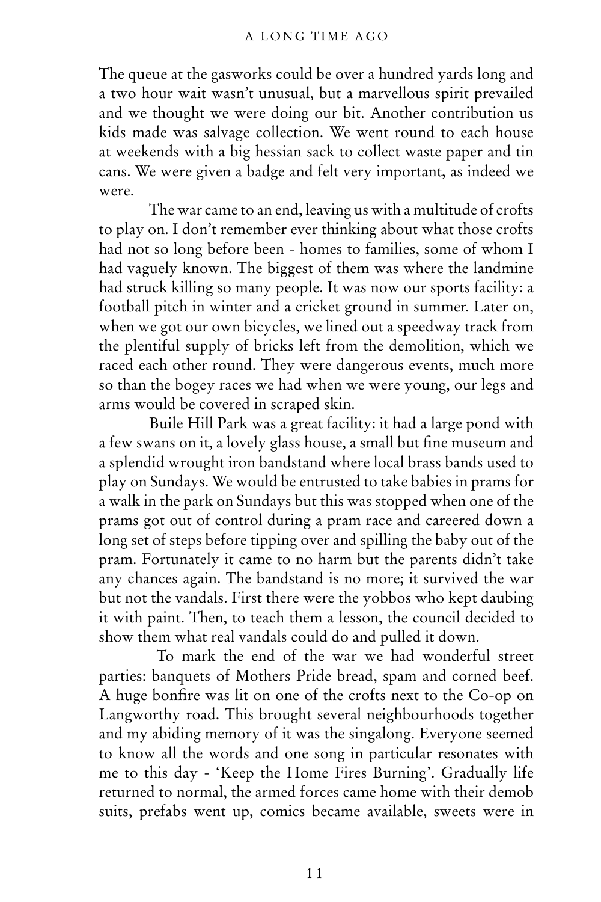The queue at the gasworks could be over a hundred yards long and a two hour wait wasn't unusual, but a marvellous spirit prevailed and we thought we were doing our bit. Another contribution us kids made was salvage collection. We went round to each house at weekends with a big hessian sack to collect waste paper and tin cans. We were given a badge and felt very important, as indeed we were.

The war came to an end, leaving us with a multitude of crofts to play on. I don't remember ever thinking about what those crofts had not so long before been - homes to families, some of whom I had vaguely known. The biggest of them was where the landmine had struck killing so many people. It was now our sports facility: a football pitch in winter and a cricket ground in summer. Later on, when we got our own bicycles, we lined out a speedway track from the plentiful supply of bricks left from the demolition, which we raced each other round. They were dangerous events, much more so than the bogey races we had when we were young, our legs and arms would be covered in scraped skin.

Buile Hill Park was a great facility: it had a large pond with a few swans on it, a lovely glass house, a small but fine museum and a splendid wrought iron bandstand where local brass bands used to play on Sundays. We would be entrusted to take babies in prams for a walk in the park on Sundays but this was stopped when one of the prams got out of control during a pram race and careered down a long set of steps before tipping over and spilling the baby out of the pram. Fortunately it came to no harm but the parents didn't take any chances again. The bandstand is no more; it survived the war but not the vandals. First there were the yobbos who kept daubing it with paint. Then, to teach them a lesson, the council decided to show them what real vandals could do and pulled it down.

To mark the end of the war we had wonderful street parties: banquets of Mothers Pride bread, spam and corned beef. A huge bonfire was lit on one of the crofts next to the Co-op on Langworthy road. This brought several neighbourhoods together and my abiding memory of it was the singalong. Everyone seemed to know all the words and one song in particular resonates with me to this day - 'Keep the Home Fires Burning'. Gradually life returned to normal, the armed forces came home with their demob suits, prefabs went up, comics became available, sweets were in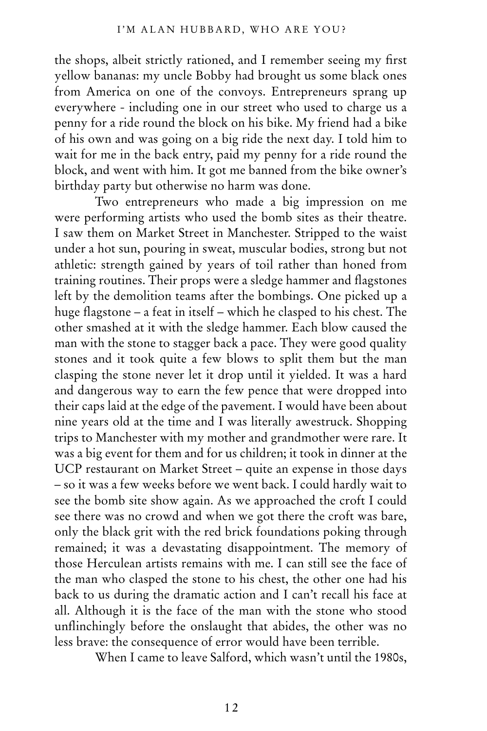the shops, albeit strictly rationed, and I remember seeing my first yellow bananas: my uncle Bobby had brought us some black ones from America on one of the convoys. Entrepreneurs sprang up everywhere - including one in our street who used to charge us a penny for a ride round the block on his bike. My friend had a bike of his own and was going on a big ride the next day. I told him to wait for me in the back entry, paid my penny for a ride round the block, and went with him. It got me banned from the bike owner's birthday party but otherwise no harm was done.

Two entrepreneurs who made a big impression on me were performing artists who used the bomb sites as their theatre. I saw them on Market Street in Manchester. Stripped to the waist under a hot sun, pouring in sweat, muscular bodies, strong but not athletic: strength gained by years of toil rather than honed from training routines. Their props were a sledge hammer and flagstones left by the demolition teams after the bombings. One picked up a huge flagstone – a feat in itself – which he clasped to his chest. The other smashed at it with the sledge hammer. Each blow caused the man with the stone to stagger back a pace. They were good quality stones and it took quite a few blows to split them but the man clasping the stone never let it drop until it yielded. It was a hard and dangerous way to earn the few pence that were dropped into their caps laid at the edge of the pavement. I would have been about nine years old at the time and I was literally awestruck. Shopping trips to Manchester with my mother and grandmother were rare. It was a big event for them and for us children; it took in dinner at the UCP restaurant on Market Street – quite an expense in those days – so it was a few weeks before we went back. I could hardly wait to see the bomb site show again. As we approached the croft I could see there was no crowd and when we got there the croft was bare, only the black grit with the red brick foundations poking through remained; it was a devastating disappointment. The memory of those Herculean artists remains with me. I can still see the face of the man who clasped the stone to his chest, the other one had his back to us during the dramatic action and I can't recall his face at all. Although it is the face of the man with the stone who stood unflinchingly before the onslaught that abides, the other was no less brave: the consequence of error would have been terrible.

When I came to leave Salford, which wasn't until the 1980s,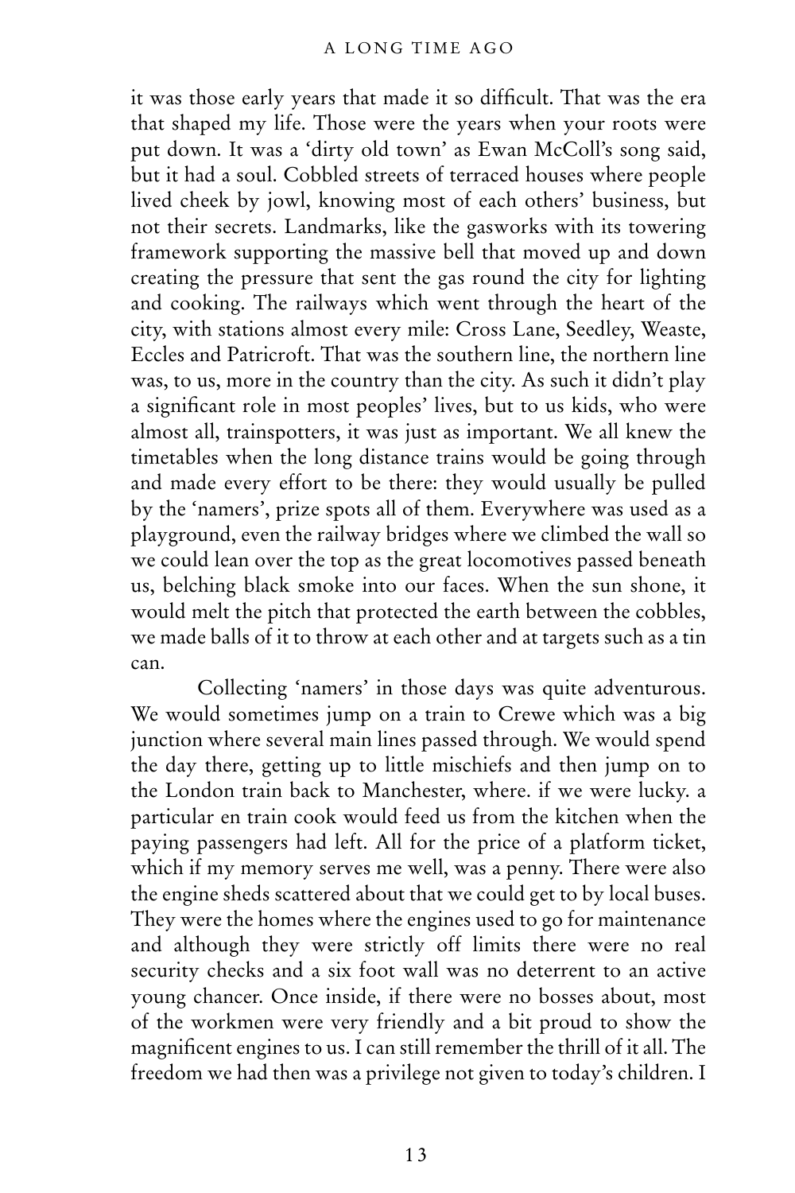it was those early years that made it so difficult. That was the era that shaped my life. Those were the years when your roots were put down. It was a 'dirty old town' as Ewan McColl's song said, but it had a soul. Cobbled streets of terraced houses where people lived cheek by jowl, knowing most of each others' business, but not their secrets. Landmarks, like the gasworks with its towering framework supporting the massive bell that moved up and down creating the pressure that sent the gas round the city for lighting and cooking. The railways which went through the heart of the city, with stations almost every mile: Cross Lane, Seedley, Weaste, Eccles and Patricroft. That was the southern line, the northern line was, to us, more in the country than the city. As such it didn't play a significant role in most peoples' lives, but to us kids, who were almost all, trainspotters, it was just as important. We all knew the timetables when the long distance trains would be going through and made every effort to be there: they would usually be pulled by the 'namers', prize spots all of them. Everywhere was used as a playground, even the railway bridges where we climbed the wall so we could lean over the top as the great locomotives passed beneath us, belching black smoke into our faces. When the sun shone, it would melt the pitch that protected the earth between the cobbles, we made balls of it to throw at each other and at targets such as a tin can.

Collecting 'namers' in those days was quite adventurous. We would sometimes jump on a train to Crewe which was a big junction where several main lines passed through. We would spend the day there, getting up to little mischiefs and then jump on to the London train back to Manchester, where. if we were lucky. a particular en train cook would feed us from the kitchen when the paying passengers had left. All for the price of a platform ticket, which if my memory serves me well, was a penny. There were also the engine sheds scattered about that we could get to by local buses. They were the homes where the engines used to go for maintenance and although they were strictly off limits there were no real security checks and a six foot wall was no deterrent to an active young chancer. Once inside, if there were no bosses about, most of the workmen were very friendly and a bit proud to show the magnificent engines to us. I can still remember the thrill of it all. The freedom we had then was a privilege not given to today's children. I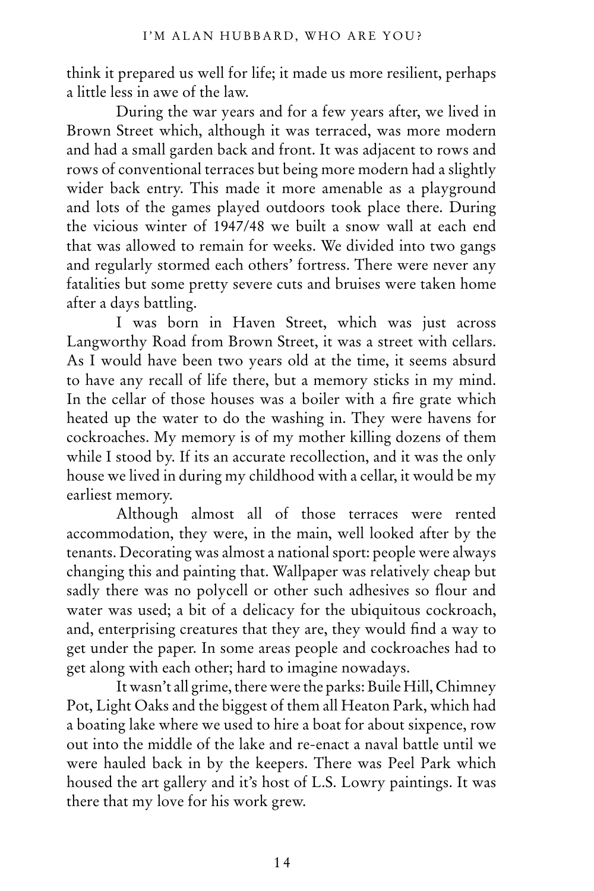think it prepared us well for life; it made us more resilient, perhaps a little less in awe of the law.

During the war years and for a few years after, we lived in Brown Street which, although it was terraced, was more modern and had a small garden back and front. It was adjacent to rows and rows of conventional terraces but being more modern had a slightly wider back entry. This made it more amenable as a playground and lots of the games played outdoors took place there. During the vicious winter of 1947/48 we built a snow wall at each end that was allowed to remain for weeks. We divided into two gangs and regularly stormed each others' fortress. There were never any fatalities but some pretty severe cuts and bruises were taken home after a days battling.

I was born in Haven Street, which was just across Langworthy Road from Brown Street, it was a street with cellars. As I would have been two years old at the time, it seems absurd to have any recall of life there, but a memory sticks in my mind. In the cellar of those houses was a boiler with a fire grate which heated up the water to do the washing in. They were havens for cockroaches. My memory is of my mother killing dozens of them while I stood by. If its an accurate recollection, and it was the only house we lived in during my childhood with a cellar, it would be my earliest memory.

Although almost all of those terraces were rented accommodation, they were, in the main, well looked after by the tenants. Decorating was almost a national sport: people were always changing this and painting that. Wallpaper was relatively cheap but sadly there was no polycell or other such adhesives so flour and water was used; a bit of a delicacy for the ubiquitous cockroach, and, enterprising creatures that they are, they would find a way to get under the paper. In some areas people and cockroaches had to get along with each other; hard to imagine nowadays.

It wasn't all grime, there were the parks: Buile Hill, Chimney Pot, Light Oaks and the biggest of them all Heaton Park, which had a boating lake where we used to hire a boat for about sixpence, row out into the middle of the lake and re-enact a naval battle until we were hauled back in by the keepers. There was Peel Park which housed the art gallery and it's host of L.S. Lowry paintings. It was there that my love for his work grew.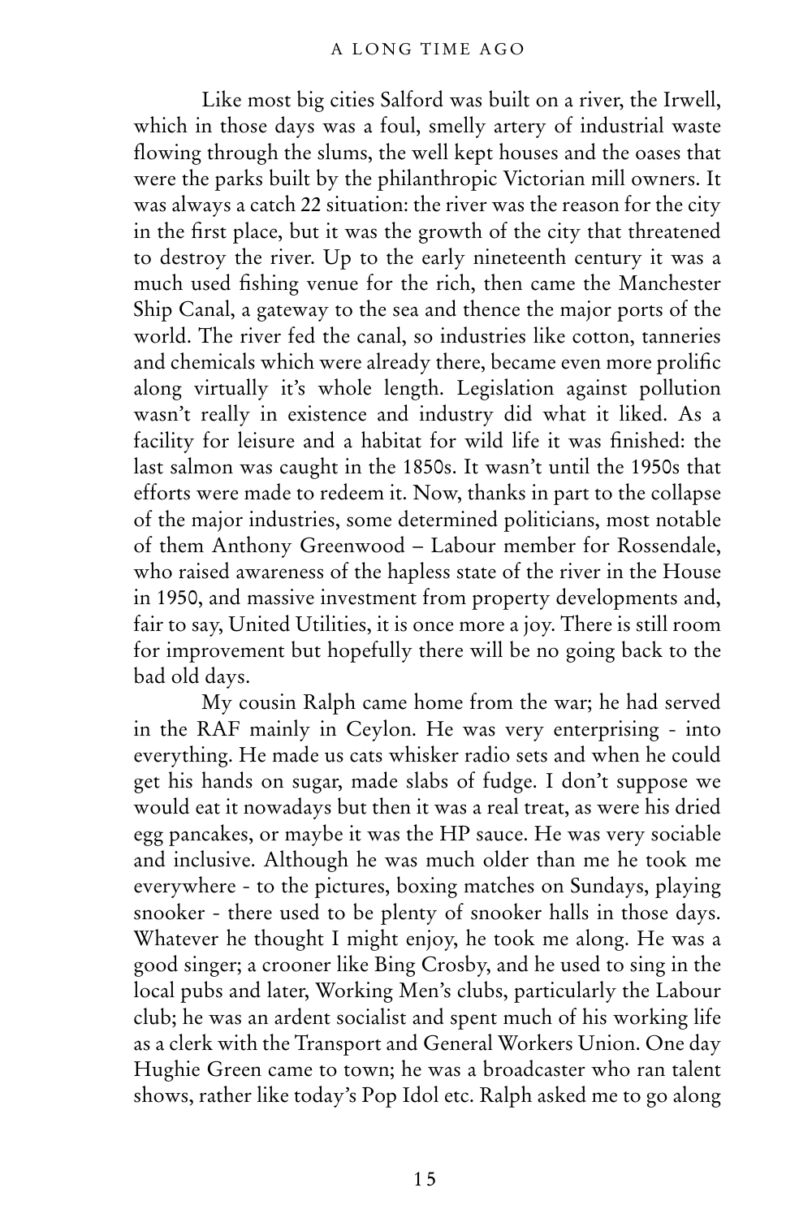Like most big cities Salford was built on a river, the Irwell, which in those days was a foul, smelly artery of industrial waste flowing through the slums, the well kept houses and the oases that were the parks built by the philanthropic Victorian mill owners. It was always a catch 22 situation: the river was the reason for the city in the first place, but it was the growth of the city that threatened to destroy the river. Up to the early nineteenth century it was a much used fishing venue for the rich, then came the Manchester Ship Canal, a gateway to the sea and thence the major ports of the world. The river fed the canal, so industries like cotton, tanneries and chemicals which were already there, became even more prolific along virtually it's whole length. Legislation against pollution wasn't really in existence and industry did what it liked. As a facility for leisure and a habitat for wild life it was finished: the last salmon was caught in the 1850s. It wasn't until the 1950s that efforts were made to redeem it. Now, thanks in part to the collapse of the major industries, some determined politicians, most notable of them Anthony Greenwood – Labour member for Rossendale, who raised awareness of the hapless state of the river in the House in 1950, and massive investment from property developments and, fair to say, United Utilities, it is once more a joy. There is still room for improvement but hopefully there will be no going back to the bad old days.

My cousin Ralph came home from the war; he had served in the RAF mainly in Ceylon. He was very enterprising - into everything. He made us cats whisker radio sets and when he could get his hands on sugar, made slabs of fudge. I don't suppose we would eat it nowadays but then it was a real treat, as were his dried egg pancakes, or maybe it was the HP sauce. He was very sociable and inclusive. Although he was much older than me he took me everywhere - to the pictures, boxing matches on Sundays, playing snooker - there used to be plenty of snooker halls in those days. Whatever he thought I might enjoy, he took me along. He was a good singer; a crooner like Bing Crosby, and he used to sing in the local pubs and later, Working Men's clubs, particularly the Labour club; he was an ardent socialist and spent much of his working life as a clerk with the Transport and General Workers Union. One day Hughie Green came to town; he was a broadcaster who ran talent shows, rather like today's Pop Idol etc. Ralph asked me to go along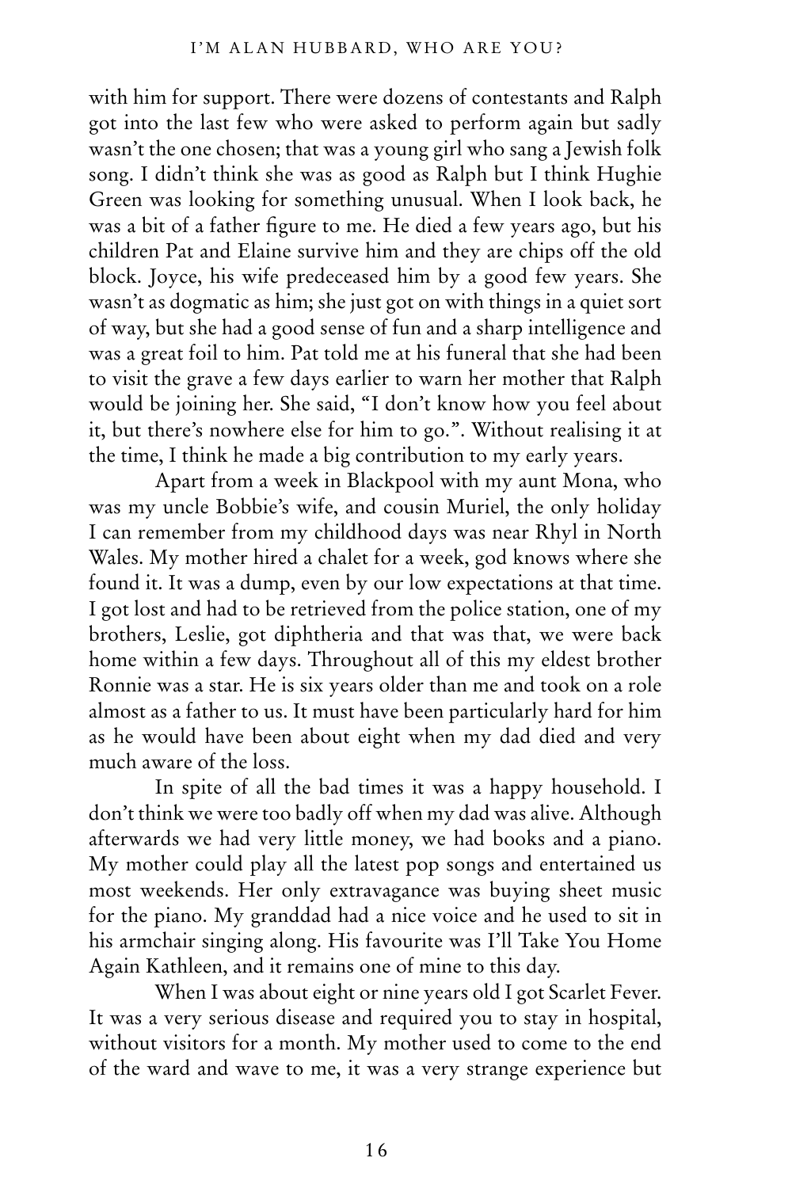with him for support. There were dozens of contestants and Ralph got into the last few who were asked to perform again but sadly wasn't the one chosen; that was a young girl who sang a Jewish folk song. I didn't think she was as good as Ralph but I think Hughie Green was looking for something unusual. When I look back, he was a bit of a father figure to me. He died a few years ago, but his children Pat and Elaine survive him and they are chips off the old block. Joyce, his wife predeceased him by a good few years. She wasn't as dogmatic as him; she just got on with things in a quiet sort of way, but she had a good sense of fun and a sharp intelligence and was a great foil to him. Pat told me at his funeral that she had been to visit the grave a few days earlier to warn her mother that Ralph would be joining her. She said, "I don't know how you feel about it, but there's nowhere else for him to go.". Without realising it at the time, I think he made a big contribution to my early years.

Apart from a week in Blackpool with my aunt Mona, who was my uncle Bobbie's wife, and cousin Muriel, the only holiday I can remember from my childhood days was near Rhyl in North Wales. My mother hired a chalet for a week, god knows where she found it. It was a dump, even by our low expectations at that time. I got lost and had to be retrieved from the police station, one of my brothers, Leslie, got diphtheria and that was that, we were back home within a few days. Throughout all of this my eldest brother Ronnie was a star. He is six years older than me and took on a role almost as a father to us. It must have been particularly hard for him as he would have been about eight when my dad died and very much aware of the loss.

In spite of all the bad times it was a happy household. I don't think we were too badly off when my dad was alive. Although afterwards we had very little money, we had books and a piano. My mother could play all the latest pop songs and entertained us most weekends. Her only extravagance was buying sheet music for the piano. My granddad had a nice voice and he used to sit in his armchair singing along. His favourite was I'll Take You Home Again Kathleen, and it remains one of mine to this day.

When I was about eight or nine years old I got Scarlet Fever. It was a very serious disease and required you to stay in hospital, without visitors for a month. My mother used to come to the end of the ward and wave to me, it was a very strange experience but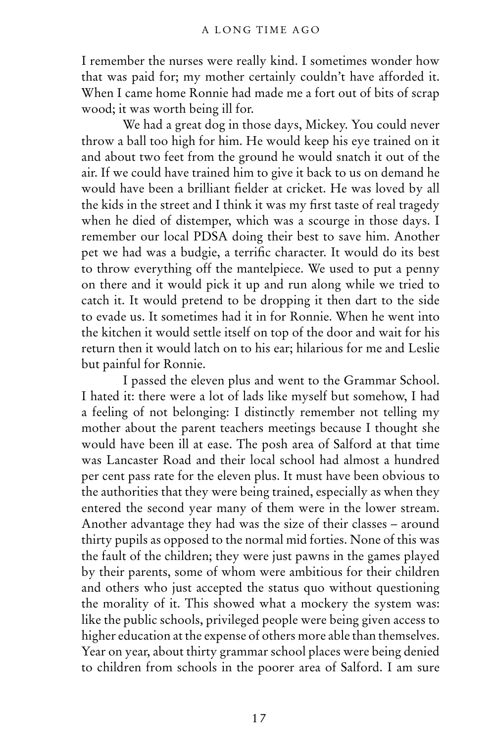I remember the nurses were really kind. I sometimes wonder how that was paid for; my mother certainly couldn't have afforded it. When I came home Ronnie had made me a fort out of bits of scrap wood; it was worth being ill for.

We had a great dog in those days, Mickey. You could never throw a ball too high for him. He would keep his eye trained on it and about two feet from the ground he would snatch it out of the air. If we could have trained him to give it back to us on demand he would have been a brilliant fielder at cricket. He was loved by all the kids in the street and I think it was my first taste of real tragedy when he died of distemper, which was a scourge in those days. I remember our local PDSA doing their best to save him. Another pet we had was a budgie, a terrific character. It would do its best to throw everything off the mantelpiece. We used to put a penny on there and it would pick it up and run along while we tried to catch it. It would pretend to be dropping it then dart to the side to evade us. It sometimes had it in for Ronnie. When he went into the kitchen it would settle itself on top of the door and wait for his return then it would latch on to his ear; hilarious for me and Leslie but painful for Ronnie.

I passed the eleven plus and went to the Grammar School. I hated it: there were a lot of lads like myself but somehow, I had a feeling of not belonging: I distinctly remember not telling my mother about the parent teachers meetings because I thought she would have been ill at ease. The posh area of Salford at that time was Lancaster Road and their local school had almost a hundred per cent pass rate for the eleven plus. It must have been obvious to the authorities that they were being trained, especially as when they entered the second year many of them were in the lower stream. Another advantage they had was the size of their classes – around thirty pupils as opposed to the normal mid forties. None of this was the fault of the children; they were just pawns in the games played by their parents, some of whom were ambitious for their children and others who just accepted the status quo without questioning the morality of it. This showed what a mockery the system was: like the public schools, privileged people were being given access to higher education at the expense of others more able than themselves. Year on year, about thirty grammar school places were being denied to children from schools in the poorer area of Salford. I am sure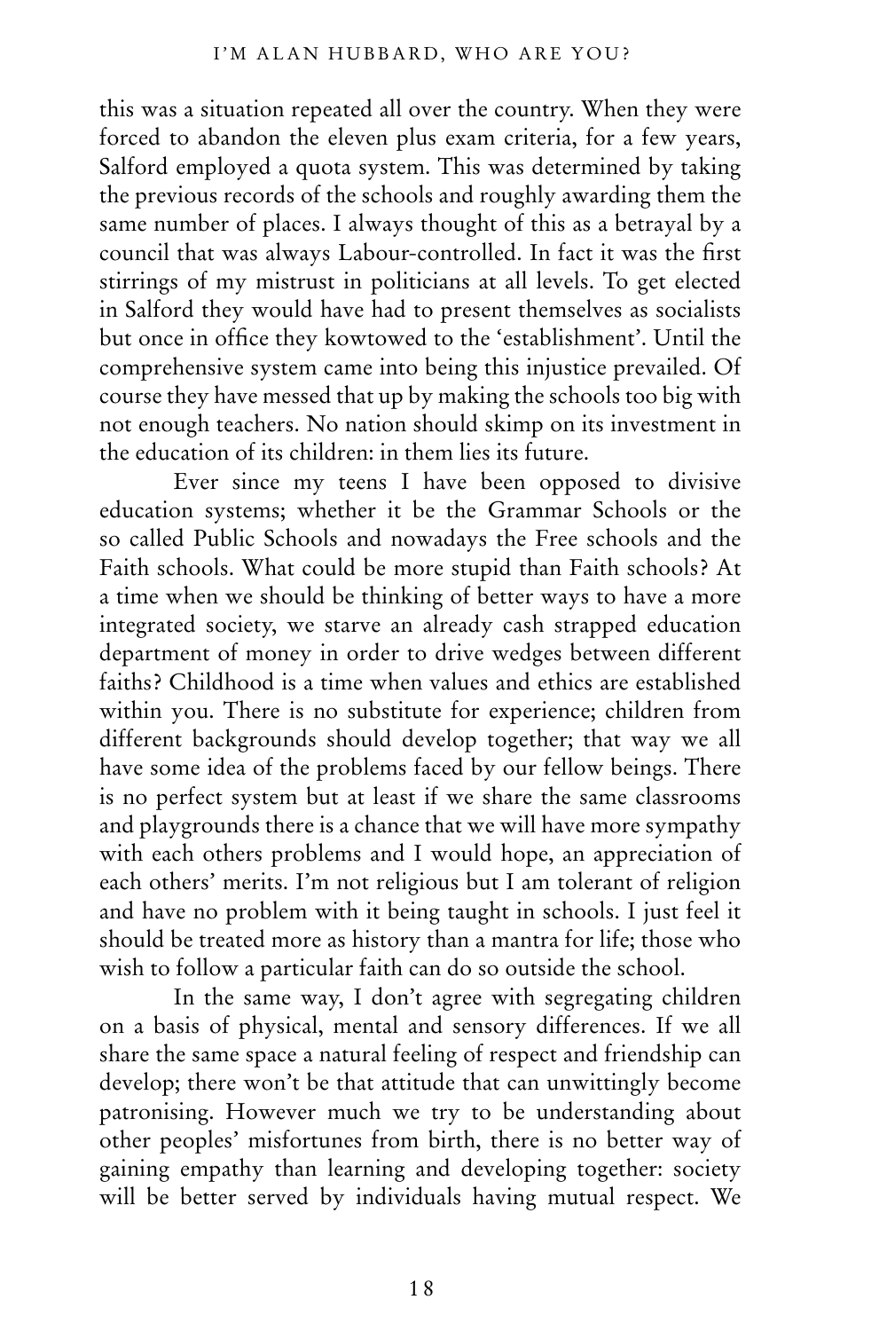this was a situation repeated all over the country. When they were forced to abandon the eleven plus exam criteria, for a few years, Salford employed a quota system. This was determined by taking the previous records of the schools and roughly awarding them the same number of places. I always thought of this as a betrayal by a council that was always Labour-controlled. In fact it was the first stirrings of my mistrust in politicians at all levels. To get elected in Salford they would have had to present themselves as socialists but once in office they kowtowed to the 'establishment'. Until the comprehensive system came into being this injustice prevailed. Of course they have messed that up by making the schools too big with not enough teachers. No nation should skimp on its investment in the education of its children: in them lies its future.

Ever since my teens I have been opposed to divisive education systems; whether it be the Grammar Schools or the so called Public Schools and nowadays the Free schools and the Faith schools. What could be more stupid than Faith schools? At a time when we should be thinking of better ways to have a more integrated society, we starve an already cash strapped education department of money in order to drive wedges between different faiths? Childhood is a time when values and ethics are established within you. There is no substitute for experience; children from different backgrounds should develop together; that way we all have some idea of the problems faced by our fellow beings. There is no perfect system but at least if we share the same classrooms and playgrounds there is a chance that we will have more sympathy with each others problems and I would hope, an appreciation of each others' merits. I'm not religious but I am tolerant of religion and have no problem with it being taught in schools. I just feel it should be treated more as history than a mantra for life; those who wish to follow a particular faith can do so outside the school.

In the same way, I don't agree with segregating children on a basis of physical, mental and sensory differences. If we all share the same space a natural feeling of respect and friendship can develop; there won't be that attitude that can unwittingly become patronising. However much we try to be understanding about other peoples' misfortunes from birth, there is no better way of gaining empathy than learning and developing together: society will be better served by individuals having mutual respect. We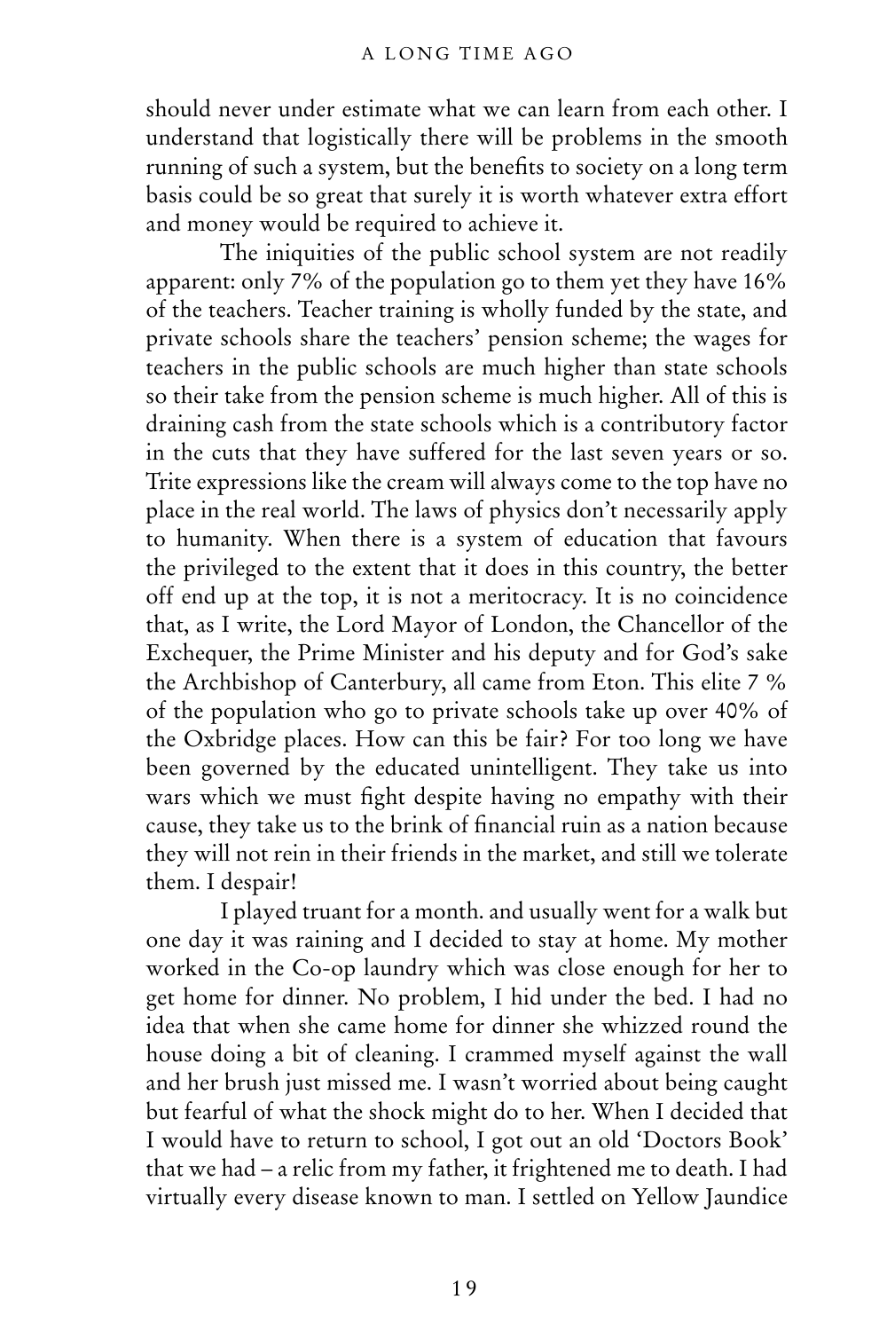should never under estimate what we can learn from each other. I understand that logistically there will be problems in the smooth running of such a system, but the benefits to society on a long term basis could be so great that surely it is worth whatever extra effort and money would be required to achieve it.

The iniquities of the public school system are not readily apparent: only 7% of the population go to them yet they have 16% of the teachers. Teacher training is wholly funded by the state, and private schools share the teachers' pension scheme; the wages for teachers in the public schools are much higher than state schools so their take from the pension scheme is much higher. All of this is draining cash from the state schools which is a contributory factor in the cuts that they have suffered for the last seven years or so. Trite expressions like the cream will always come to the top have no place in the real world. The laws of physics don't necessarily apply to humanity. When there is a system of education that favours the privileged to the extent that it does in this country, the better off end up at the top, it is not a meritocracy. It is no coincidence that, as I write, the Lord Mayor of London, the Chancellor of the Exchequer, the Prime Minister and his deputy and for God's sake the Archbishop of Canterbury, all came from Eton. This elite 7 % of the population who go to private schools take up over 40% of the Oxbridge places. How can this be fair? For too long we have been governed by the educated unintelligent. They take us into wars which we must fight despite having no empathy with their cause, they take us to the brink of financial ruin as a nation because they will not rein in their friends in the market, and still we tolerate them. I despair!

I played truant for a month. and usually went for a walk but one day it was raining and I decided to stay at home. My mother worked in the Co-op laundry which was close enough for her to get home for dinner. No problem, I hid under the bed. I had no idea that when she came home for dinner she whizzed round the house doing a bit of cleaning. I crammed myself against the wall and her brush just missed me. I wasn't worried about being caught but fearful of what the shock might do to her. When I decided that I would have to return to school, I got out an old 'Doctors Book' that we had – a relic from my father, it frightened me to death. I had virtually every disease known to man. I settled on Yellow Jaundice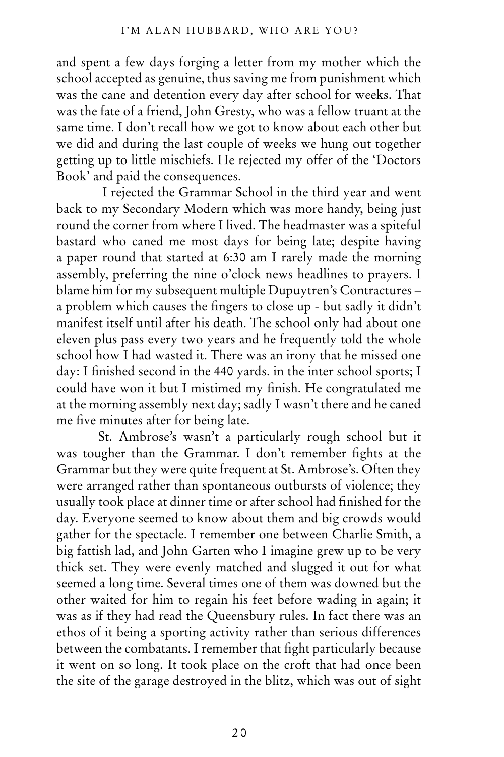and spent a few days forging a letter from my mother which the school accepted as genuine, thus saving me from punishment which was the cane and detention every day after school for weeks. That was the fate of a friend, John Gresty, who was a fellow truant at the same time. I don't recall how we got to know about each other but we did and during the last couple of weeks we hung out together getting up to little mischiefs. He rejected my offer of the 'Doctors Book' and paid the consequences.

I rejected the Grammar School in the third year and went back to my Secondary Modern which was more handy, being just round the corner from where I lived. The headmaster was a spiteful bastard who caned me most days for being late; despite having a paper round that started at 6:30 am I rarely made the morning assembly, preferring the nine o'clock news headlines to prayers. I blame him for my subsequent multiple Dupuytren's Contractures – a problem which causes the fingers to close up - but sadly it didn't manifest itself until after his death. The school only had about one eleven plus pass every two years and he frequently told the whole school how I had wasted it. There was an irony that he missed one day: I finished second in the 440 yards. in the inter school sports; I could have won it but I mistimed my finish. He congratulated me at the morning assembly next day; sadly I wasn't there and he caned me five minutes after for being late.

St. Ambrose's wasn't a particularly rough school but it was tougher than the Grammar. I don't remember fights at the Grammar but they were quite frequent at St. Ambrose's. Often they were arranged rather than spontaneous outbursts of violence; they usually took place at dinner time or after school had finished for the day. Everyone seemed to know about them and big crowds would gather for the spectacle. I remember one between Charlie Smith, a big fattish lad, and John Garten who I imagine grew up to be very thick set. They were evenly matched and slugged it out for what seemed a long time. Several times one of them was downed but the other waited for him to regain his feet before wading in again; it was as if they had read the Queensbury rules. In fact there was an ethos of it being a sporting activity rather than serious differences between the combatants. I remember that fight particularly because it went on so long. It took place on the croft that had once been the site of the garage destroyed in the blitz, which was out of sight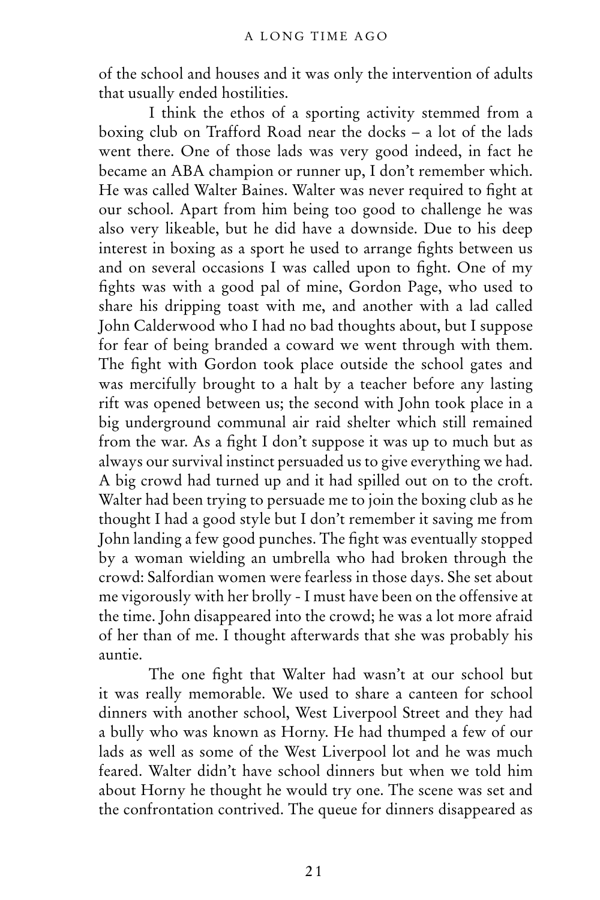of the school and houses and it was only the intervention of adults that usually ended hostilities.

I think the ethos of a sporting activity stemmed from a boxing club on Trafford Road near the docks – a lot of the lads went there. One of those lads was very good indeed, in fact he became an ABA champion or runner up, I don't remember which. He was called Walter Baines. Walter was never required to fight at our school. Apart from him being too good to challenge he was also very likeable, but he did have a downside. Due to his deep interest in boxing as a sport he used to arrange fights between us and on several occasions I was called upon to fight. One of my fights was with a good pal of mine, Gordon Page, who used to share his dripping toast with me, and another with a lad called John Calderwood who I had no bad thoughts about, but I suppose for fear of being branded a coward we went through with them. The fight with Gordon took place outside the school gates and was mercifully brought to a halt by a teacher before any lasting rift was opened between us; the second with John took place in a big underground communal air raid shelter which still remained from the war. As a fight I don't suppose it was up to much but as always our survival instinct persuaded us to give everything we had. A big crowd had turned up and it had spilled out on to the croft. Walter had been trying to persuade me to join the boxing club as he thought I had a good style but I don't remember it saving me from John landing a few good punches. The fight was eventually stopped by a woman wielding an umbrella who had broken through the crowd: Salfordian women were fearless in those days. She set about me vigorously with her brolly - I must have been on the offensive at the time. John disappeared into the crowd; he was a lot more afraid of her than of me. I thought afterwards that she was probably his auntie.

The one fight that Walter had wasn't at our school but it was really memorable. We used to share a canteen for school dinners with another school, West Liverpool Street and they had a bully who was known as Horny. He had thumped a few of our lads as well as some of the West Liverpool lot and he was much feared. Walter didn't have school dinners but when we told him about Horny he thought he would try one. The scene was set and the confrontation contrived. The queue for dinners disappeared as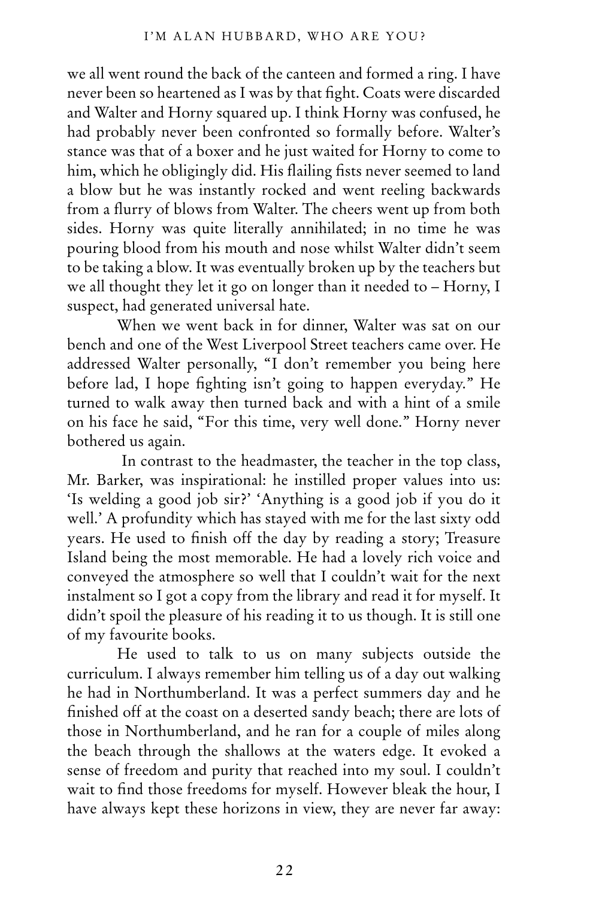we all went round the back of the canteen and formed a ring. I have never been so heartened as I was by that fight. Coats were discarded and Walter and Horny squared up. I think Horny was confused, he had probably never been confronted so formally before. Walter's stance was that of a boxer and he just waited for Horny to come to him, which he obligingly did. His flailing fists never seemed to land a blow but he was instantly rocked and went reeling backwards from a flurry of blows from Walter. The cheers went up from both sides. Horny was quite literally annihilated; in no time he was pouring blood from his mouth and nose whilst Walter didn't seem to be taking a blow. It was eventually broken up by the teachers but we all thought they let it go on longer than it needed to – Horny, I suspect, had generated universal hate.

When we went back in for dinner, Walter was sat on our bench and one of the West Liverpool Street teachers came over. He addressed Walter personally, "I don't remember you being here before lad, I hope fighting isn't going to happen everyday." He turned to walk away then turned back and with a hint of a smile on his face he said, "For this time, very well done." Horny never bothered us again.

In contrast to the headmaster, the teacher in the top class, Mr. Barker, was inspirational: he instilled proper values into us: 'Is welding a good job sir?' 'Anything is a good job if you do it well.' A profundity which has stayed with me for the last sixty odd years. He used to finish off the day by reading a story; Treasure Island being the most memorable. He had a lovely rich voice and conveyed the atmosphere so well that I couldn't wait for the next instalment so I got a copy from the library and read it for myself. It didn't spoil the pleasure of his reading it to us though. It is still one of my favourite books.

He used to talk to us on many subjects outside the curriculum. I always remember him telling us of a day out walking he had in Northumberland. It was a perfect summers day and he finished off at the coast on a deserted sandy beach; there are lots of those in Northumberland, and he ran for a couple of miles along the beach through the shallows at the waters edge. It evoked a sense of freedom and purity that reached into my soul. I couldn't wait to find those freedoms for myself. However bleak the hour, I have always kept these horizons in view, they are never far away: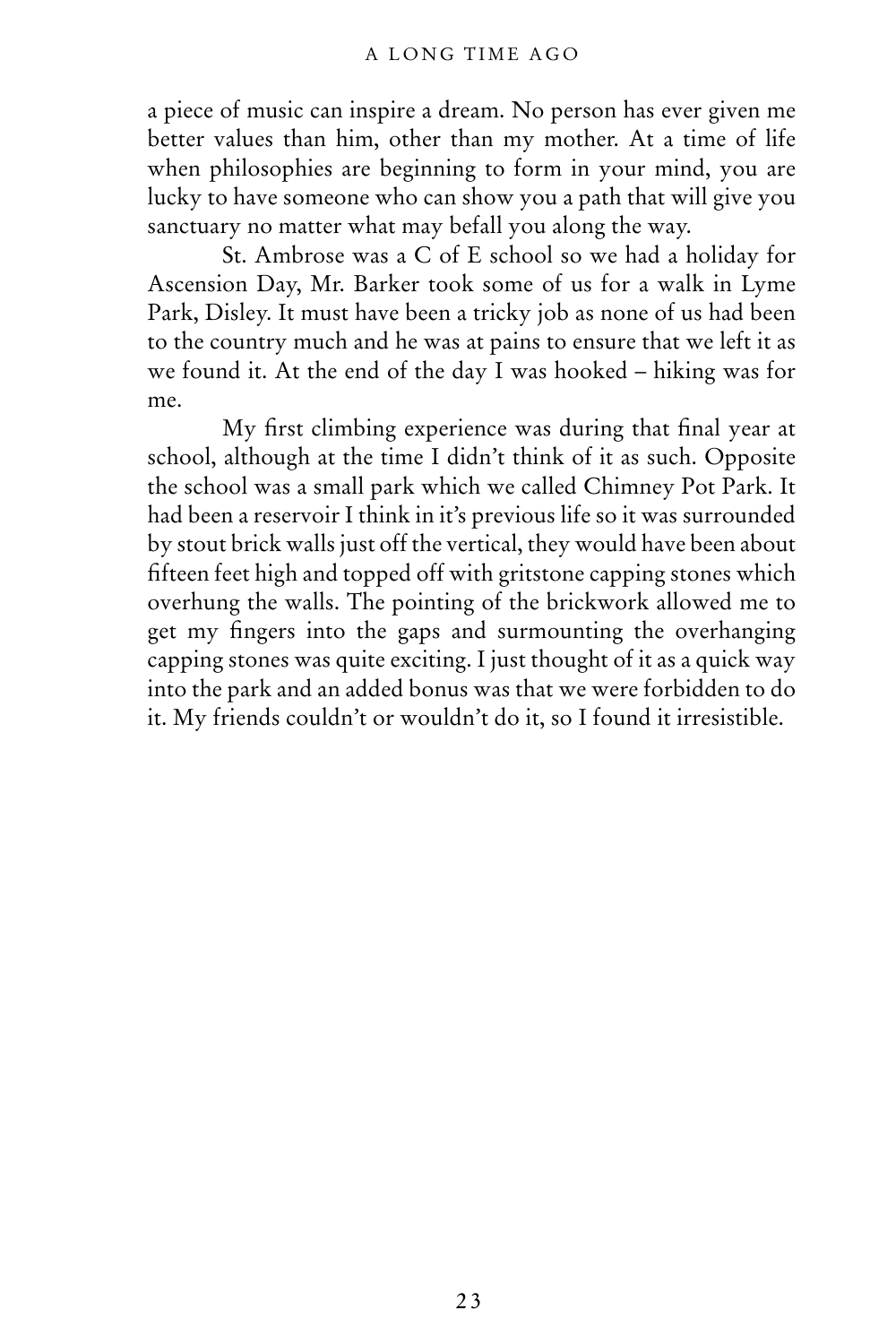a piece of music can inspire a dream. No person has ever given me better values than him, other than my mother. At a time of life when philosophies are beginning to form in your mind, you are lucky to have someone who can show you a path that will give you sanctuary no matter what may befall you along the way.

St. Ambrose was a C of E school so we had a holiday for Ascension Day, Mr. Barker took some of us for a walk in Lyme Park, Disley. It must have been a tricky job as none of us had been to the country much and he was at pains to ensure that we left it as we found it. At the end of the day I was hooked – hiking was for me.

My first climbing experience was during that final year at school, although at the time I didn't think of it as such. Opposite the school was a small park which we called Chimney Pot Park. It had been a reservoir I think in it's previous life so it was surrounded by stout brick walls just off the vertical, they would have been about fifteen feet high and topped off with gritstone capping stones which overhung the walls. The pointing of the brickwork allowed me to get my fingers into the gaps and surmounting the overhanging capping stones was quite exciting. I just thought of it as a quick way into the park and an added bonus was that we were forbidden to do it. My friends couldn't or wouldn't do it, so I found it irresistible.